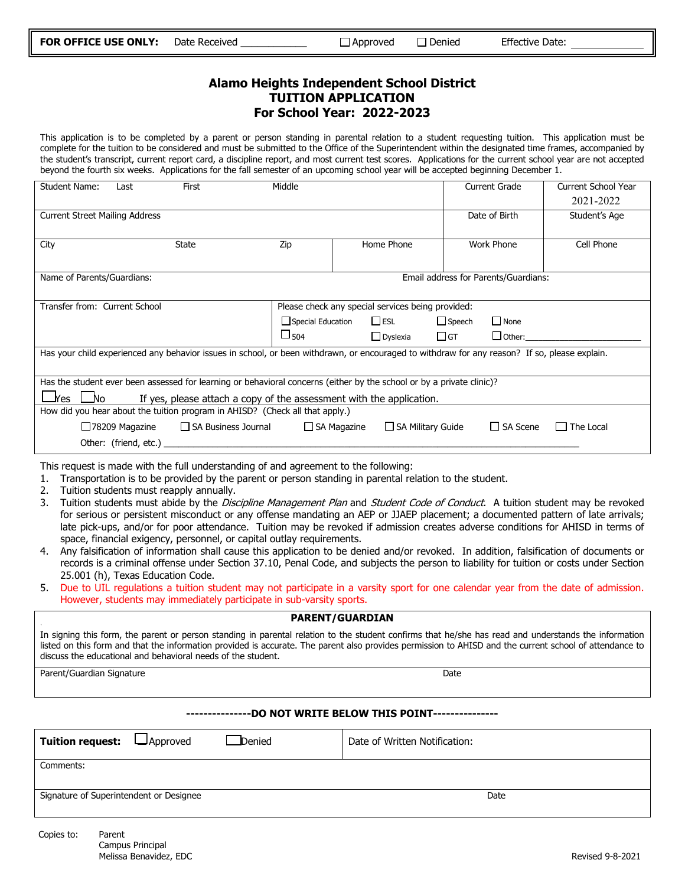| **FOR OFFICE USE ONLY:** | Date Received ____________ | ☐ Approved | ☐ Denied | Effective Date: ____________ |
|---|---|---|---|---|

# Alamo Heights Independent School District
## TUITION APPLICATION
## For School Year: 2022-2023

This application is to be completed by a parent or person standing in parental relation to a student requesting tuition. This application must be complete for the tuition to be considered and must be submitted to the Office of the Superintendent within the designated time frames, accompanied by the student's transcript, current report card, a discipline report, and most current test scores. Applications for the current school year are not accepted beyond the fourth six weeks. Applications for the fall semester of an upcoming school year will be accepted beginning December 1.

| Student Name: Last | First | Middle | | Current Grade | Current School Year 2021-2022 |
|---|---|---|---|---|---|
| Current Street Mailing Address | | | | Date of Birth | Student's Age |
| City | State | Zip | Home Phone | Work Phone | Cell Phone |
| Name of Parents/Guardians: | | | Email address for Parents/Guardians: | | |
| Transfer from: Current School | Please check any special services being provided: ☐ Special Education ☐ ESL ☐ Speech ☐ None ☐ 504 ☐ Dyslexia ☐ GT ☐ Other:____________ | | | | |

Has your child experienced any behavior issues in school, or been withdrawn, or encouraged to withdraw for any reason? If so, please explain.

Has the student ever been assessed for learning or behavioral concerns (either by the school or by a private clinic)?

☐ Yes ☐ No If yes, please attach a copy of the assessment with the application.

How did you hear about the tuition program in AHISD? (Check all that apply.)

☐ 78209 Magazine ☐ SA Business Journal ☐ SA Magazine ☐ SA Military Guide ☐ SA Scene ☐ The Local

Other: (friend, etc.) ____________________________________________

This request is made with the full understanding of and agreement to the following:

1. Transportation is to be provided by the parent or person standing in parental relation to the student.
2. Tuition students must reapply annually.
3. Tuition students must abide by the *Discipline Management Plan* and *Student Code of Conduct*. A tuition student may be revoked for serious or persistent misconduct or any offense mandating an AEP or JJAEP placement; a documented pattern of late arrivals; late pick-ups, and/or for poor attendance. Tuition may be revoked if admission creates adverse conditions for AHISD in terms of space, financial exigency, personnel, or capital outlay requirements.
4. Any falsification of information shall cause this application to be denied and/or revoked. In addition, falsification of documents or records is a criminal offense under Section 37.10, Penal Code, and subjects the person to liability for tuition or costs under Section 25.001 (h), Texas Education Code.
5. Due to UIL regulations a tuition student may not participate in a varsity sport for one calendar year from the date of admission. However, students may immediately participate in sub-varsity sports.

### PARENT/GUARDIAN

In signing this form, the parent or person standing in parental relation to the student confirms that he/she has read and understands the information listed on this form and that the information provided is accurate. The parent also provides permission to AHISD and the current school of attendance to discuss the educational and behavioral needs of the student.

| Parent/Guardian Signature | Date |
|---|---|

**--------------DO NOT WRITE BELOW THIS POINT--------------**

| **Tuition request:** ☐ Approved ☐ Denied | Date of Written Notification: |
|---|---|
| Comments: | |
| Signature of Superintendent or Designee | Date |

Copies to: Parent
Campus Principal
Melissa Benavidez, EDC

Revised 9-8-2021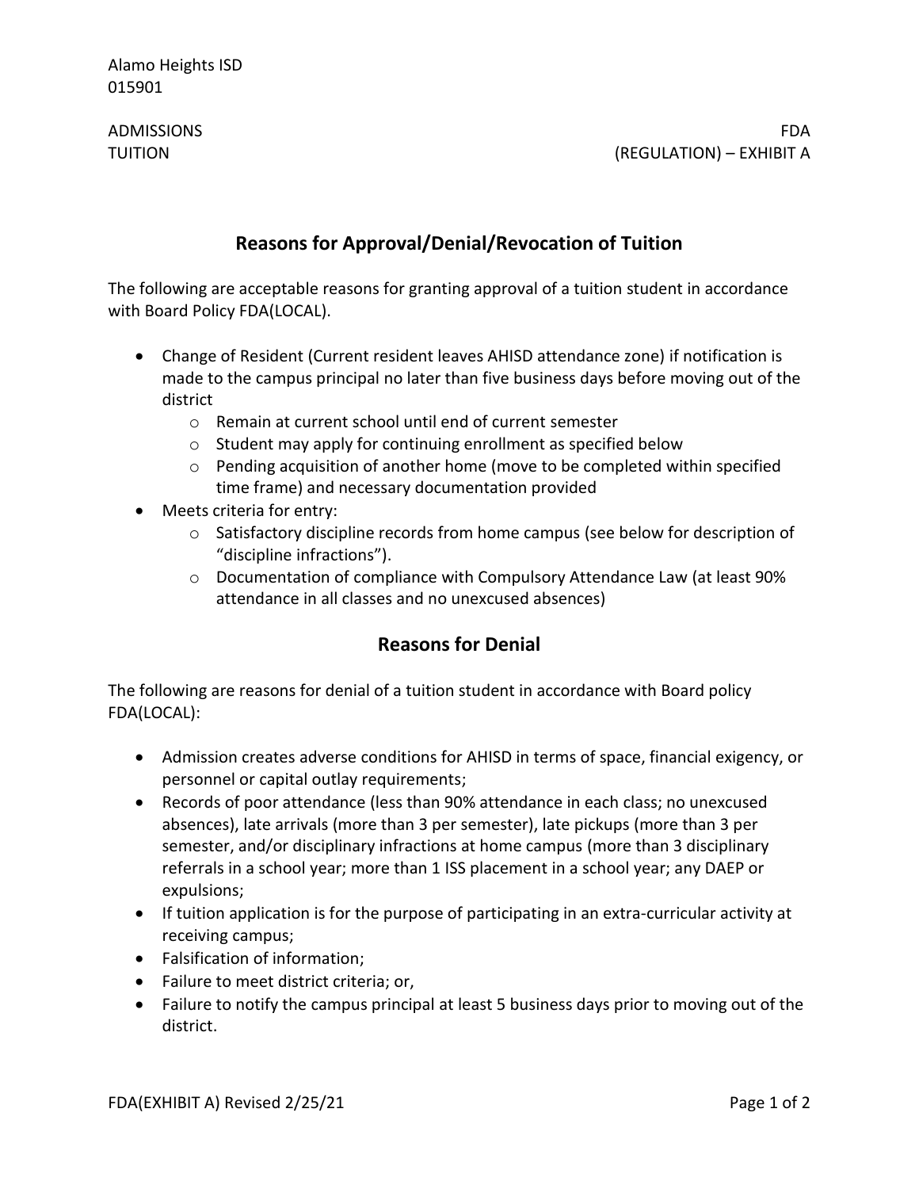Alamo Heights ISD
015901

ADMISSIONS
TUITION

FDA
(REGULATION) – EXHIBIT A

## Reasons for Approval/Denial/Revocation of Tuition

The following are acceptable reasons for granting approval of a tuition student in accordance with Board Policy FDA(LOCAL).

- Change of Resident (Current resident leaves AHISD attendance zone) if notification is made to the campus principal no later than five business days before moving out of the district
  - Remain at current school until end of current semester
  - Student may apply for continuing enrollment as specified below
  - Pending acquisition of another home (move to be completed within specified time frame) and necessary documentation provided
- Meets criteria for entry:
  - Satisfactory discipline records from home campus (see below for description of "discipline infractions").
  - Documentation of compliance with Compulsory Attendance Law (at least 90% attendance in all classes and no unexcused absences)

## Reasons for Denial

The following are reasons for denial of a tuition student in accordance with Board policy FDA(LOCAL):

- Admission creates adverse conditions for AHISD in terms of space, financial exigency, or personnel or capital outlay requirements;
- Records of poor attendance (less than 90% attendance in each class; no unexcused absences), late arrivals (more than 3 per semester), late pickups (more than 3 per semester, and/or disciplinary infractions at home campus (more than 3 disciplinary referrals in a school year; more than 1 ISS placement in a school year; any DAEP or expulsions;
- If tuition application is for the purpose of participating in an extra-curricular activity at receiving campus;
- Falsification of information;
- Failure to meet district criteria; or,
- Failure to notify the campus principal at least 5 business days prior to moving out of the district.

FDA(EXHIBIT A) Revised 2/25/21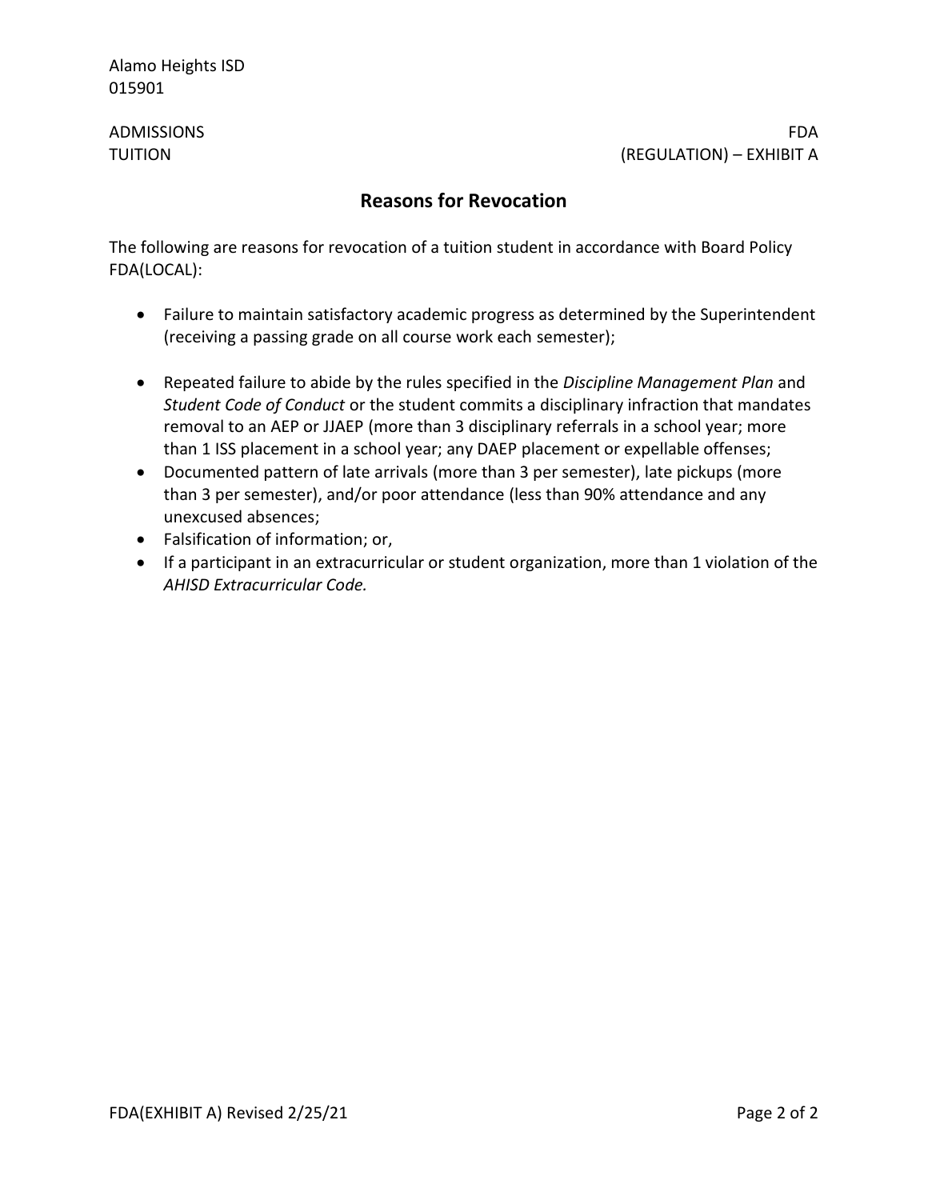## Reasons for Revocation

The following are reasons for revocation of a tuition student in accordance with Board Policy FDA(LOCAL):

- Failure to maintain satisfactory academic progress as determined by the Superintendent (receiving a passing grade on all course work each semester);
- Repeated failure to abide by the rules specified in the *Discipline Management Plan* and *Student Code of Conduct* or the student commits a disciplinary infraction that mandates removal to an AEP or JJAEP (more than 3 disciplinary referrals in a school year; more than 1 ISS placement in a school year; any DAEP placement or expellable offenses;
- Documented pattern of late arrivals (more than 3 per semester), late pickups (more than 3 per semester), and/or poor attendance (less than 90% attendance and any unexcused absences;
- Falsification of information; or,
- If a participant in an extracurricular or student organization, more than 1 violation of the *AHISD Extracurricular Code.*